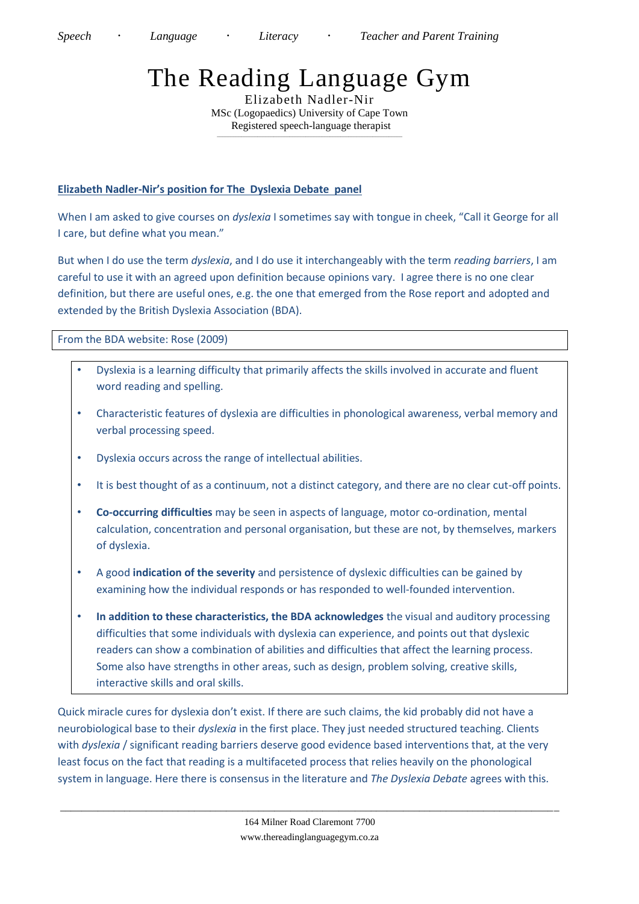Speech · Language · Literacy · Teacher and Parent Training

# The Reading Language Gym

Elizabeth Nadler-Nir
MSc (Logopaedics) University of Cape Town
Registered speech-language therapist

## Elizabeth Nadler-Nir's position for The Dyslexia Debate panel

When I am asked to give courses on *dyslexia* I sometimes say with tongue in cheek, "Call it George for all I care, but define what you mean."

But when I do use the term *dyslexia*, and I do use it interchangeably with the term *reading barriers*, I am careful to use it with an agreed upon definition because opinions vary. I agree there is no one clear definition, but there are useful ones, e.g. the one that emerged from the Rose report and adopted and extended by the British Dyslexia Association (BDA).

From the BDA website: Rose (2009)

- Dyslexia is a learning difficulty that primarily affects the skills involved in accurate and fluent word reading and spelling.
- Characteristic features of dyslexia are difficulties in phonological awareness, verbal memory and verbal processing speed.
- Dyslexia occurs across the range of intellectual abilities.
- It is best thought of as a continuum, not a distinct category, and there are no clear cut-off points.
- **Co-occurring difficulties** may be seen in aspects of language, motor co-ordination, mental calculation, concentration and personal organisation, but these are not, by themselves, markers of dyslexia.
- A good **indication of the severity** and persistence of dyslexic difficulties can be gained by examining how the individual responds or has responded to well-founded intervention.
- **In addition to these characteristics, the BDA acknowledges** the visual and auditory processing difficulties that some individuals with dyslexia can experience, and points out that dyslexic readers can show a combination of abilities and difficulties that affect the learning process. Some also have strengths in other areas, such as design, problem solving, creative skills, interactive skills and oral skills.

Quick miracle cures for dyslexia don't exist. If there are such claims, the kid probably did not have a neurobiological base to their *dyslexia* in the first place. They just needed structured teaching. Clients with *dyslexia* / significant reading barriers deserve good evidence based interventions that, at the very least focus on the fact that reading is a multifaceted process that relies heavily on the phonological system in language. Here there is consensus in the literature and *The Dyslexia Debate* agrees with this.

164 Milner Road Claremont 7700
www.thereadinglanguagegym.co.za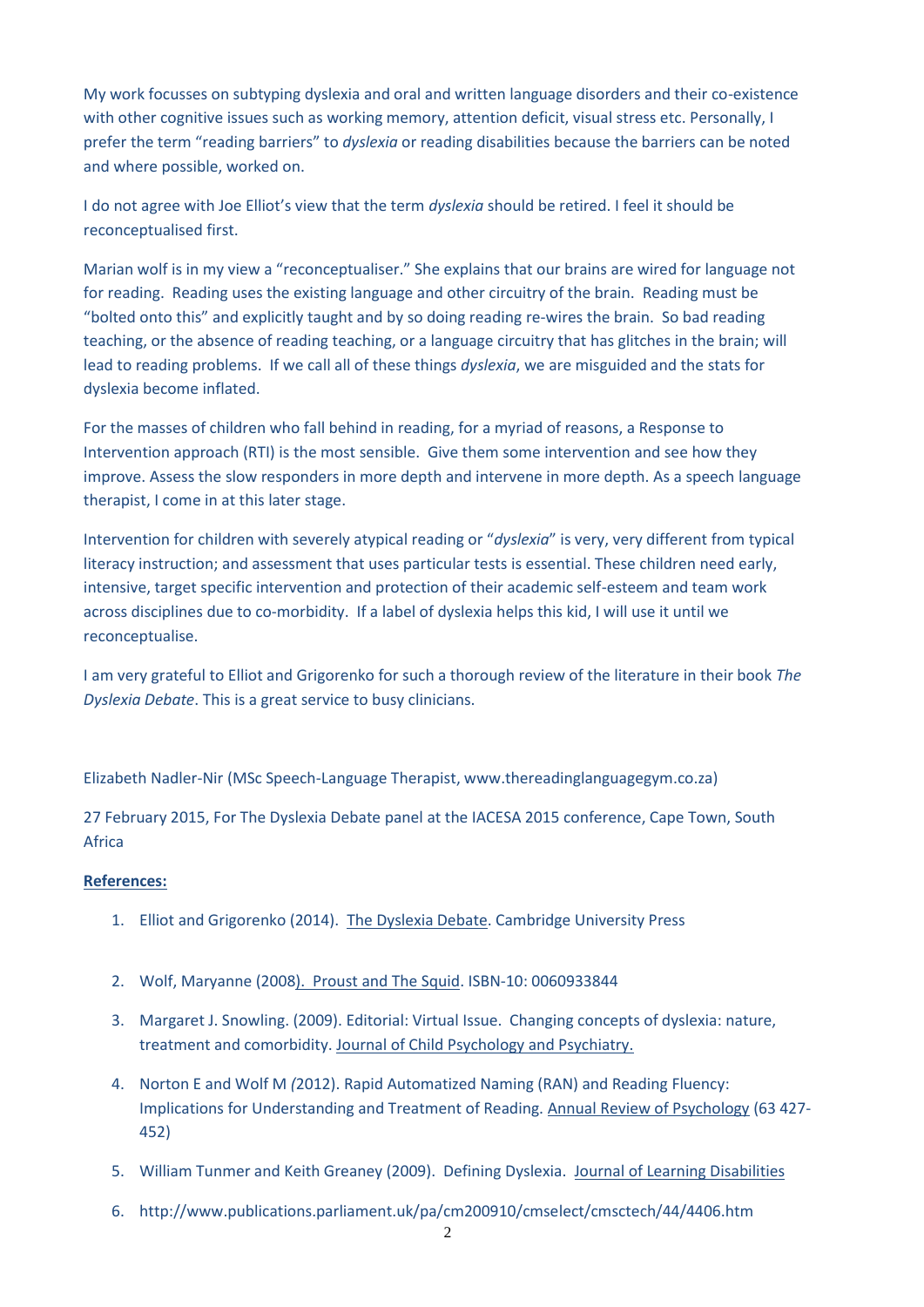My work focusses on subtyping dyslexia and oral and written language disorders and their co-existence with other cognitive issues such as working memory, attention deficit, visual stress etc. Personally, I prefer the term "reading barriers" to *dyslexia* or reading disabilities because the barriers can be noted and where possible, worked on.

I do not agree with Joe Elliot's view that the term *dyslexia* should be retired. I feel it should be reconceptualised first.

Marian wolf is in my view a "reconceptualiser." She explains that our brains are wired for language not for reading. Reading uses the existing language and other circuitry of the brain. Reading must be "bolted onto this" and explicitly taught and by so doing reading re-wires the brain. So bad reading teaching, or the absence of reading teaching, or a language circuitry that has glitches in the brain; will lead to reading problems. If we call all of these things *dyslexia*, we are misguided and the stats for dyslexia become inflated.

For the masses of children who fall behind in reading, for a myriad of reasons, a Response to Intervention approach (RTI) is the most sensible. Give them some intervention and see how they improve. Assess the slow responders in more depth and intervene in more depth. As a speech language therapist, I come in at this later stage.

Intervention for children with severely atypical reading or "*dyslexia*" is very, very different from typical literacy instruction; and assessment that uses particular tests is essential. These children need early, intensive, target specific intervention and protection of their academic self-esteem and team work across disciplines due to co-morbidity. If a label of dyslexia helps this kid, I will use it until we reconceptualise.

I am very grateful to Elliot and Grigorenko for such a thorough review of the literature in their book *The Dyslexia Debate*. This is a great service to busy clinicians.

Elizabeth Nadler-Nir (MSc Speech-Language Therapist, www.thereadinglanguagegym.co.za)

27 February 2015, For The Dyslexia Debate panel at the IACESA 2015 conference, Cape Town, South Africa

**References:**

1. Elliot and Grigorenko (2014). The Dyslexia Debate. Cambridge University Press
2. Wolf, Maryanne (2008). Proust and The Squid. ISBN-10: 0060933844
3. Margaret J. Snowling. (2009). Editorial: Virtual Issue. Changing concepts of dyslexia: nature, treatment and comorbidity. Journal of Child Psychology and Psychiatry.
4. Norton E and Wolf M *(*2012). Rapid Automatized Naming (RAN) and Reading Fluency: Implications for Understanding and Treatment of Reading. Annual Review of Psychology (63 427-452)
5. William Tunmer and Keith Greaney (2009). Defining Dyslexia. Journal of Learning Disabilities
6. http://www.publications.parliament.uk/pa/cm200910/cmselect/cmsctech/44/4406.htm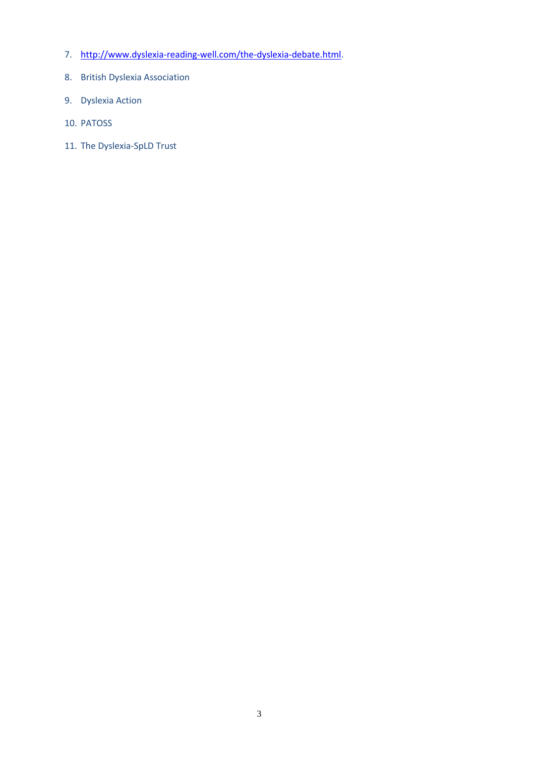7. http://www.dyslexia-reading-well.com/the-dyslexia-debate.html.
8. British Dyslexia Association
9. Dyslexia Action
10. PATOSS
11. The Dyslexia-SpLD Trust